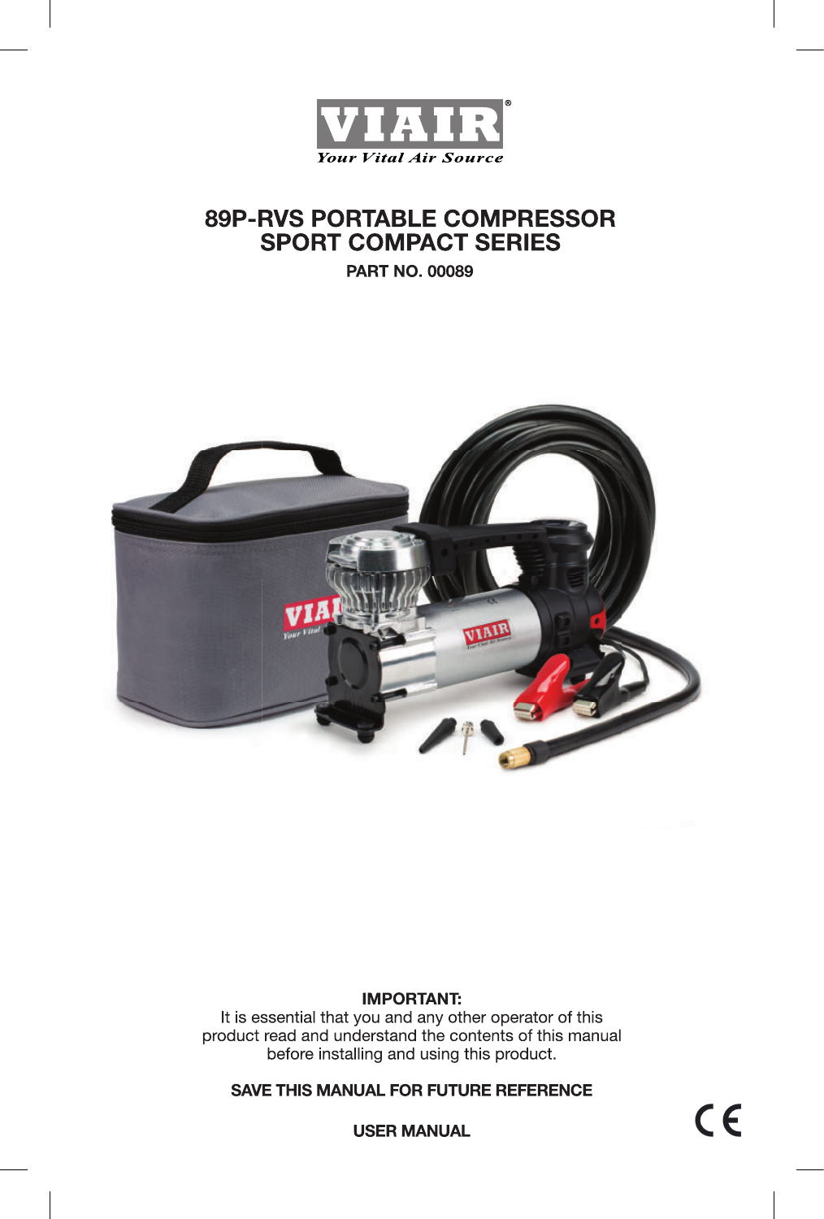VIAIR®

*Your Vital Air Source*

# 89P-RVS PORTABLE COMPRESSOR
# SPORT COMPACT SERIES

**PART NO. 00089**

**IMPORTANT:**
It is essential that you and any other operator of this product read and understand the contents of this manual before installing and using this product.

**SAVE THIS MANUAL FOR FUTURE REFERENCE**

**USER MANUAL**

CE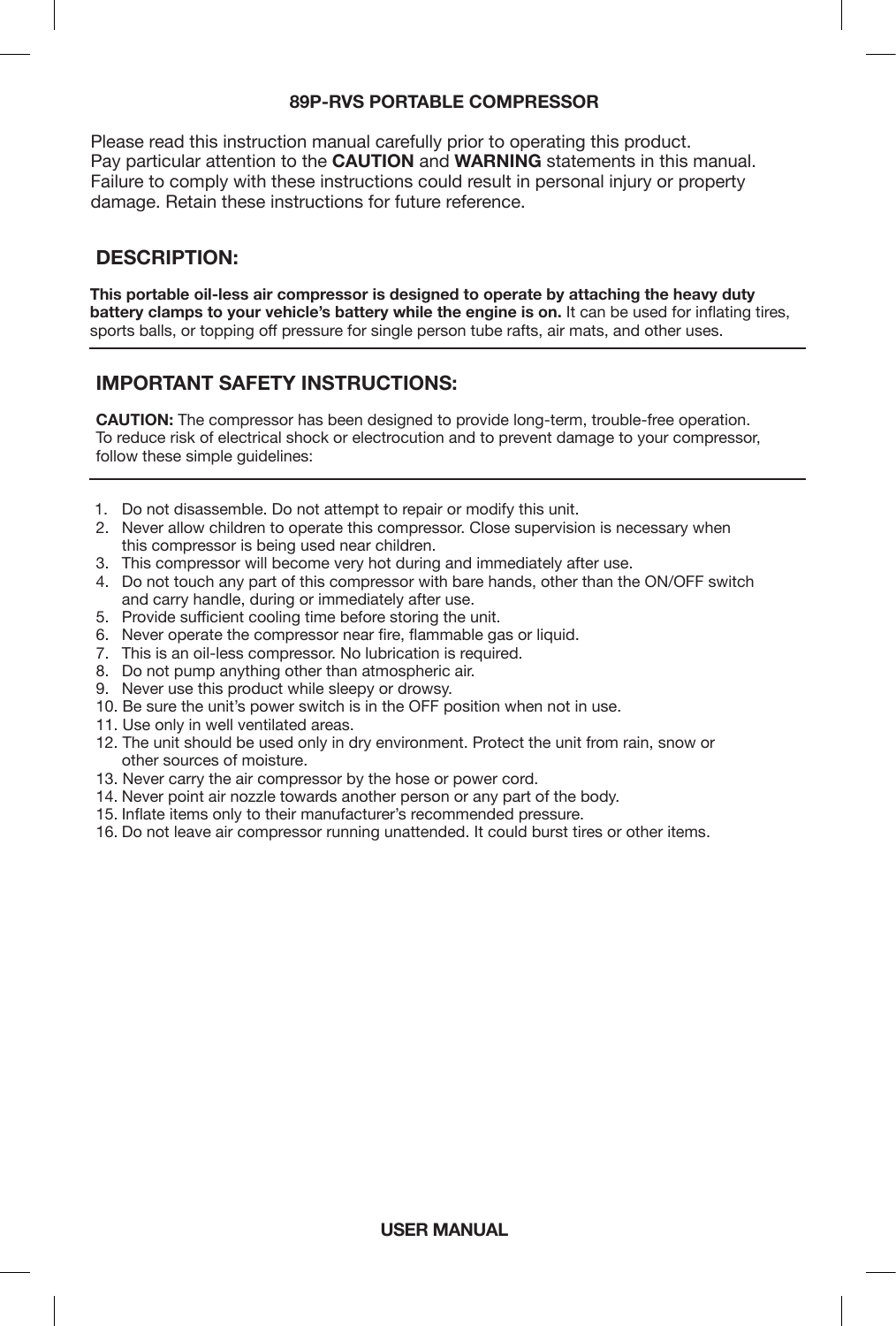# 89P-RVS PORTABLE COMPRESSOR

Please read this instruction manual carefully prior to operating this product.
Pay particular attention to the **CAUTION** and **WARNING** statements in this manual.
Failure to comply with these instructions could result in personal injury or property damage. Retain these instructions for future reference.

## DESCRIPTION:

**This portable oil-less air compressor is designed to operate by attaching the heavy duty battery clamps to your vehicle's battery while the engine is on.** It can be used for inflating tires, sports balls, or topping off pressure for single person tube rafts, air mats, and other uses.

## IMPORTANT SAFETY INSTRUCTIONS:

**CAUTION:** The compressor has been designed to provide long-term, trouble-free operation. To reduce risk of electrical shock or electrocution and to prevent damage to your compressor, follow these simple guidelines:

1. Do not disassemble. Do not attempt to repair or modify this unit.
2. Never allow children to operate this compressor. Close supervision is necessary when this compressor is being used near children.
3. This compressor will become very hot during and immediately after use.
4. Do not touch any part of this compressor with bare hands, other than the ON/OFF switch and carry handle, during or immediately after use.
5. Provide sufficient cooling time before storing the unit.
6. Never operate the compressor near fire, flammable gas or liquid.
7. This is an oil-less compressor. No lubrication is required.
8. Do not pump anything other than atmospheric air.
9. Never use this product while sleepy or drowsy.
10. Be sure the unit's power switch is in the OFF position when not in use.
11. Use only in well ventilated areas.
12. The unit should be used only in dry environment. Protect the unit from rain, snow or other sources of moisture.
13. Never carry the air compressor by the hose or power cord.
14. Never point air nozzle towards another person or any part of the body.
15. Inflate items only to their manufacturer's recommended pressure.
16. Do not leave air compressor running unattended. It could burst tires or other items.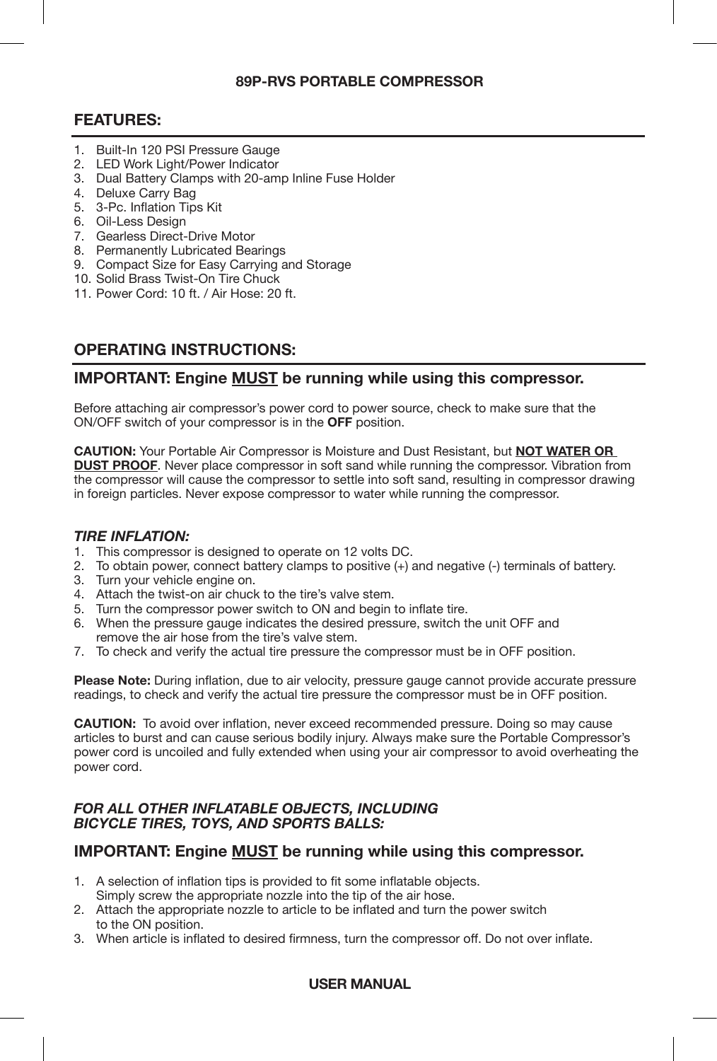**89P-RVS PORTABLE COMPRESSOR**

## FEATURES:

1. Built-In 120 PSI Pressure Gauge
2. LED Work Light/Power Indicator
3. Dual Battery Clamps with 20-amp Inline Fuse Holder
4. Deluxe Carry Bag
5. 3-Pc. Inflation Tips Kit
6. Oil-Less Design
7. Gearless Direct-Drive Motor
8. Permanently Lubricated Bearings
9. Compact Size for Easy Carrying and Storage
10. Solid Brass Twist-On Tire Chuck
11. Power Cord: 10 ft. / Air Hose: 20 ft.

## OPERATING INSTRUCTIONS:

## IMPORTANT: Engine MUST be running while using this compressor.

Before attaching air compressor's power cord to power source, check to make sure that the ON/OFF switch of your compressor is in the **OFF** position.

**CAUTION:** Your Portable Air Compressor is Moisture and Dust Resistant, but **NOT WATER OR DUST PROOF**. Never place compressor in soft sand while running the compressor. Vibration from the compressor will cause the compressor to settle into soft sand, resulting in compressor drawing in foreign particles. Never expose compressor to water while running the compressor.

### *TIRE INFLATION:*

1. This compressor is designed to operate on 12 volts DC.
2. To obtain power, connect battery clamps to positive (+) and negative (-) terminals of battery.
3. Turn your vehicle engine on.
4. Attach the twist-on air chuck to the tire's valve stem.
5. Turn the compressor power switch to ON and begin to inflate tire.
6. When the pressure gauge indicates the desired pressure, switch the unit OFF and remove the air hose from the tire's valve stem.
7. To check and verify the actual tire pressure the compressor must be in OFF position.

**Please Note:** During inflation, due to air velocity, pressure gauge cannot provide accurate pressure readings, to check and verify the actual tire pressure the compressor must be in OFF position.

**CAUTION:** To avoid over inflation, never exceed recommended pressure. Doing so may cause articles to burst and can cause serious bodily injury. Always make sure the Portable Compressor's power cord is uncoiled and fully extended when using your air compressor to avoid overheating the power cord.

### *FOR ALL OTHER INFLATABLE OBJECTS, INCLUDING BICYCLE TIRES, TOYS, AND SPORTS BALLS:*

## IMPORTANT: Engine MUST be running while using this compressor.

1. A selection of inflation tips is provided to fit some inflatable objects. Simply screw the appropriate nozzle into the tip of the air hose.
2. Attach the appropriate nozzle to article to be inflated and turn the power switch to the ON position.
3. When article is inflated to desired firmness, turn the compressor off. Do not over inflate.

**USER MANUAL**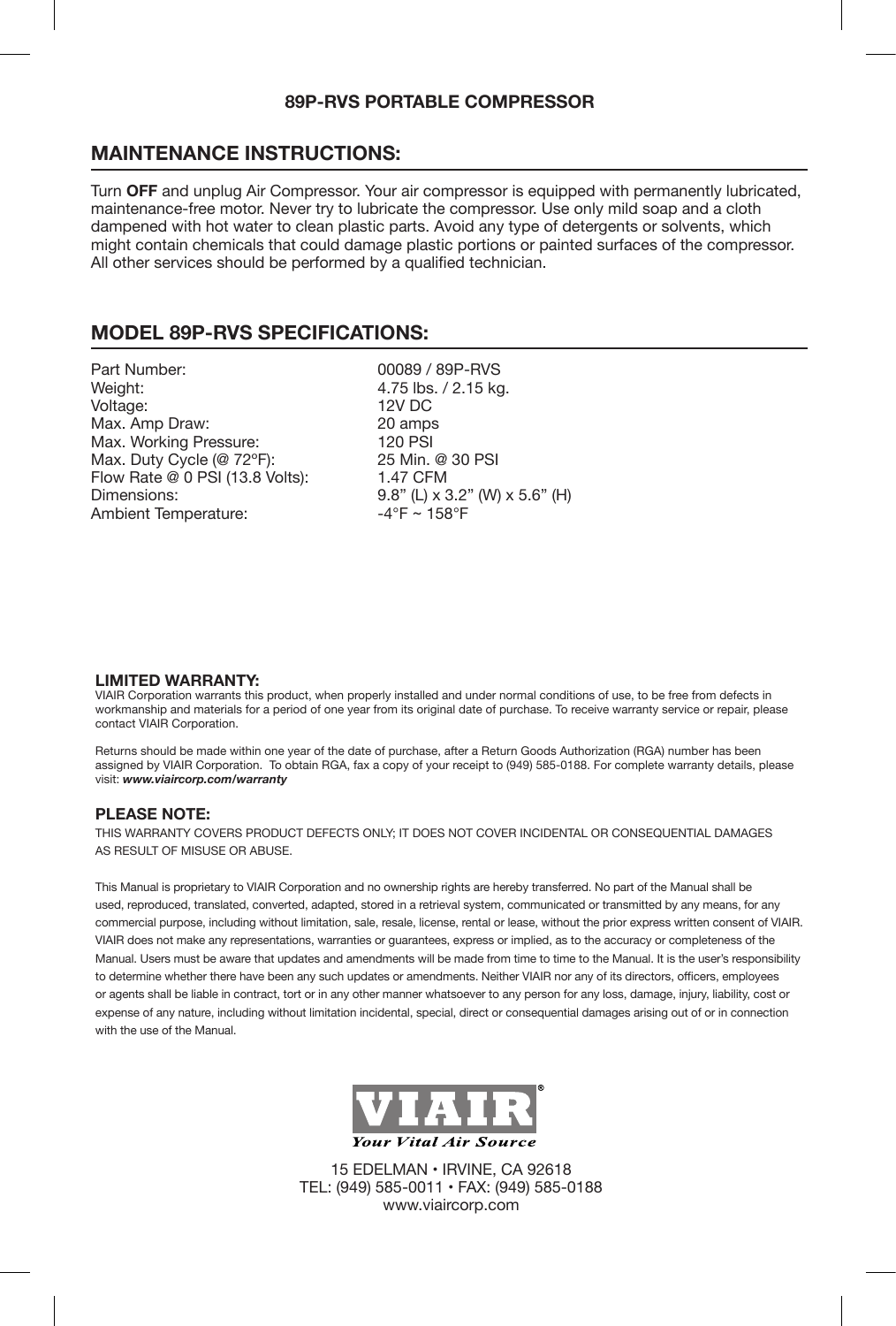**89P-RVS PORTABLE COMPRESSOR**

## MAINTENANCE INSTRUCTIONS:

Turn **OFF** and unplug Air Compressor. Your air compressor is equipped with permanently lubricated, maintenance-free motor. Never try to lubricate the compressor. Use only mild soap and a cloth dampened with hot water to clean plastic parts. Avoid any type of detergents or solvents, which might contain chemicals that could damage plastic portions or painted surfaces of the compressor. All other services should be performed by a qualified technician.

## MODEL 89P-RVS SPECIFICATIONS:

| | |
|---|---|
| Part Number: | 00089 / 89P-RVS |
| Weight: | 4.75 lbs. / 2.15 kg. |
| Voltage: | 12V DC |
| Max. Amp Draw: | 20 amps |
| Max. Working Pressure: | 120 PSI |
| Max. Duty Cycle (@ 72°F): | 25 Min. @ 30 PSI |
| Flow Rate @ 0 PSI (13.8 Volts): | 1.47 CFM |
| Dimensions: | 9.8" (L) x 3.2" (W) x 5.6" (H) |
| Ambient Temperature: | -4°F ~ 158°F |

### LIMITED WARRANTY:

VIAIR Corporation warrants this product, when properly installed and under normal conditions of use, to be free from defects in workmanship and materials for a period of one year from its original date of purchase. To receive warranty service or repair, please contact VIAIR Corporation.

Returns should be made within one year of the date of purchase, after a Return Goods Authorization (RGA) number has been assigned by VIAIR Corporation. To obtain RGA, fax a copy of your receipt to (949) 585-0188. For complete warranty details, please visit: ***www.viaircorp.com/warranty***

### PLEASE NOTE:

THIS WARRANTY COVERS PRODUCT DEFECTS ONLY; IT DOES NOT COVER INCIDENTAL OR CONSEQUENTIAL DAMAGES AS RESULT OF MISUSE OR ABUSE.

This Manual is proprietary to VIAIR Corporation and no ownership rights are hereby transferred. No part of the Manual shall be used, reproduced, translated, converted, adapted, stored in a retrieval system, communicated or transmitted by any means, for any commercial purpose, including without limitation, sale, resale, license, rental or lease, without the prior express written consent of VIAIR. VIAIR does not make any representations, warranties or guarantees, express or implied, as to the accuracy or completeness of the Manual. Users must be aware that updates and amendments will be made from time to time to the Manual. It is the user's responsibility to determine whether there have been any such updates or amendments. Neither VIAIR nor any of its directors, officers, employees or agents shall be liable in contract, tort or in any other manner whatsoever to any person for any loss, damage, injury, liability, cost or expense of any nature, including without limitation incidental, special, direct or consequential damages arising out of or in connection with the use of the Manual.

VIAIR®
*Your Vital Air Source*

15 EDELMAN • IRVINE, CA 92618
TEL: (949) 585-0011 • FAX: (949) 585-0188
www.viaircorp.com